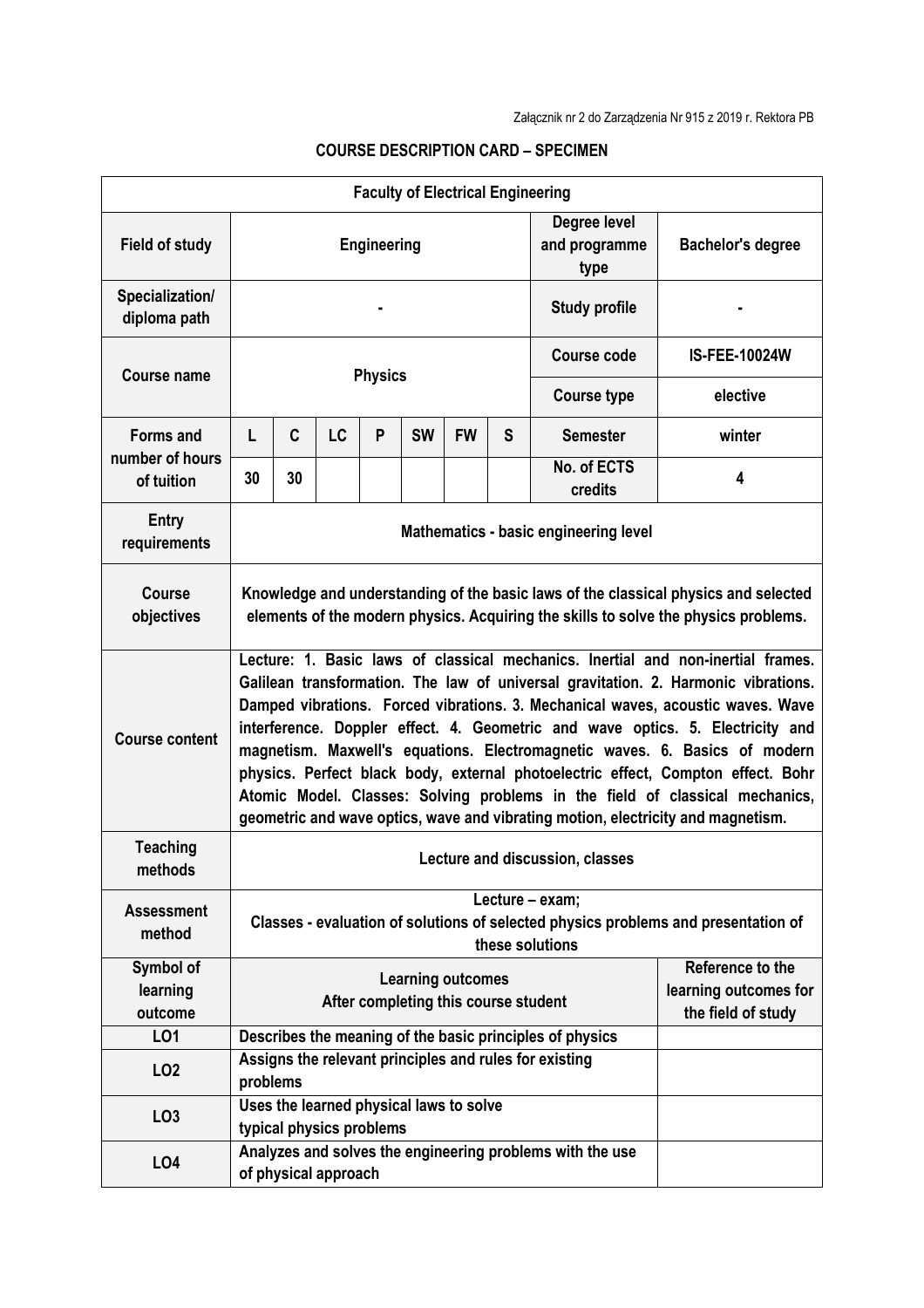Załącznik nr 2 do Zarządzenia Nr 915 z 2019 r. Rektora PB

**COURSE DESCRIPTION CARD – SPECIMEN**

| **Faculty of Electrical Engineering** | | | | | | | | | |
|---|---|---|---|---|---|---|---|---|---|
| **Field of study** | **Engineering** | | | | | | | **Degree level and programme type** | **Bachelor's degree** |
| **Specialization/ diploma path** | **-** | | | | | | | **Study profile** | **-** |
| **Course name** | **Physics** | | | | | | | **Course code** | **IS-FEE-10024W** |
| | | | | | | | | **Course type** | **elective** |
| **Forms and number of hours of tuition** | **L** | **C** | **LC** | **P** | **SW** | **FW** | **S** | **Semester** | **winter** |
| | **30** | **30** | | | | | | **No. of ECTS credits** | **4** |
| **Entry requirements** | **Mathematics - basic engineering level** | | | | | | | | |
| **Course objectives** | **Knowledge and understanding of the basic laws of the classical physics and selected elements of the modern physics. Acquiring the skills to solve the physics problems.** | | | | | | | | |
| **Course content** | **Lecture: 1. Basic laws of classical mechanics. Inertial and non-inertial frames. Galilean transformation. The law of universal gravitation. 2. Harmonic vibrations. Damped vibrations. Forced vibrations. 3. Mechanical waves, acoustic waves. Wave interference. Doppler effect. 4. Geometric and wave optics. 5. Electricity and magnetism. Maxwell's equations. Electromagnetic waves. 6. Basics of modern physics. Perfect black body, external photoelectric effect, Compton effect. Bohr Atomic Model. Classes: Solving problems in the field of classical mechanics, geometric and wave optics, wave and vibrating motion, electricity and magnetism.** | | | | | | | | |
| **Teaching methods** | **Lecture and discussion, classes** | | | | | | | | |
| **Assessment method** | **Lecture – exam; Classes - evaluation of solutions of selected physics problems and presentation of these solutions** | | | | | | | | |
| **Symbol of learning outcome** | **Learning outcomes After completing this course student** | | | | | | | | **Reference to the learning outcomes for the field of study** |
| **LO1** | **Describes the meaning of the basic principles of physics** | | | | | | | | |
| **LO2** | **Assigns the relevant principles and rules for existing problems** | | | | | | | | |
| **LO3** | **Uses the learned physical laws to solve typical physics problems** | | | | | | | | |
| **LO4** | **Analyzes and solves the engineering problems with the use of physical approach** | | | | | | | | |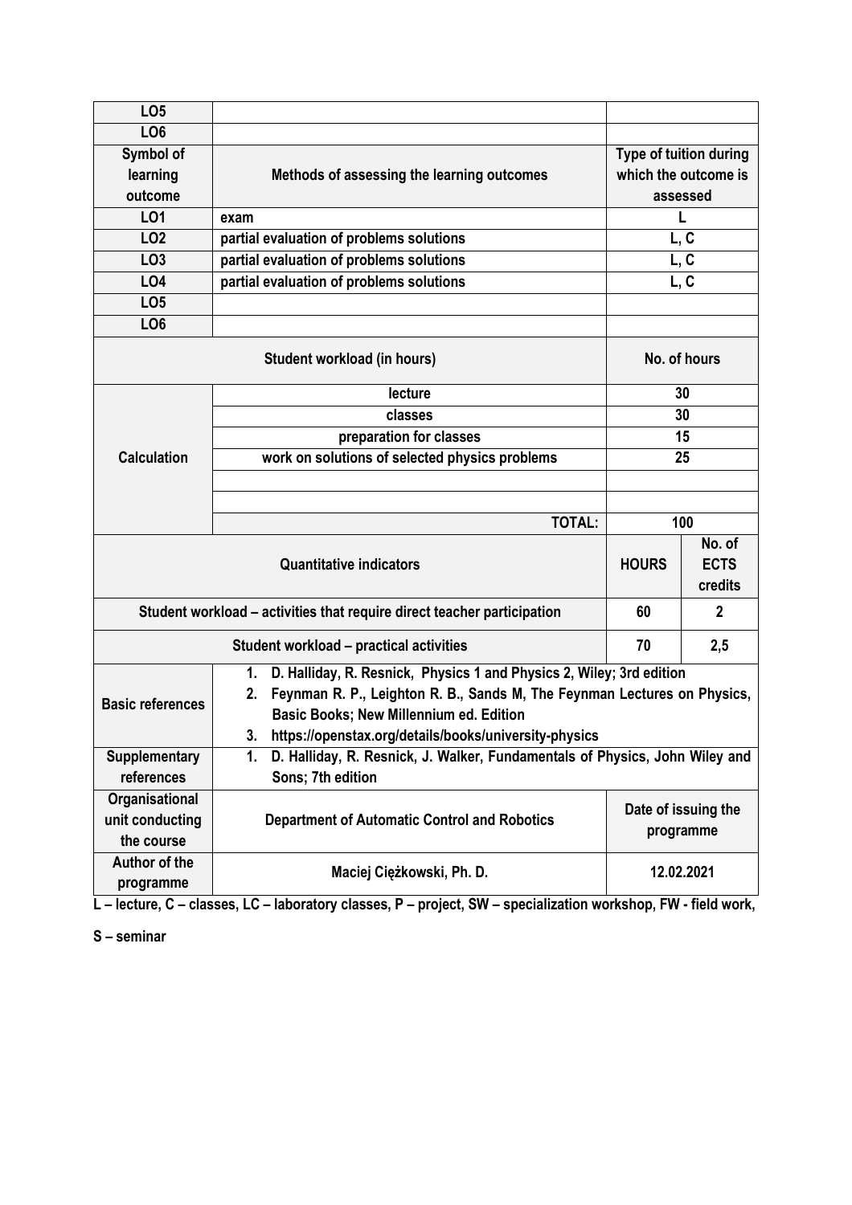| | | |
|---|---|---|
| **LO5** | | |
| **LO6** | | |
| **Symbol of learning outcome** | **Methods of assessing the learning outcomes** | **Type of tuition during which the outcome is assessed** |
| **LO1** | **exam** | **L** |
| **LO2** | **partial evaluation of problems solutions** | **L, C** |
| **LO3** | **partial evaluation of problems solutions** | **L, C** |
| **LO4** | **partial evaluation of problems solutions** | **L, C** |
| **LO5** | | |
| **LO6** | | |

| | | | |
|---|---|---|---|
| **Student workload (in hours)** | | **No. of hours** | |
| **Calculation** | **lecture** | **30** | |
| | **classes** | **30** | |
| | **preparation for classes** | **15** | |
| | **work on solutions of selected physics problems** | **25** | |
| | | | |
| | | | |
| | **TOTAL:** | **100** | |
| **Quantitative indicators** | | **HOURS** | **No. of ECTS credits** |
| **Student workload – activities that require direct teacher participation** | | **60** | **2** |
| **Student workload – practical activities** | | **70** | **2,5** |

| | |
|---|---|
| **Basic references** | **1. D. Halliday, R. Resnick, Physics 1 and Physics 2, Wiley; 3rd edition**<br>**2. Feynman R. P., Leighton R. B., Sands M, The Feynman Lectures on Physics, Basic Books; New Millennium ed. Edition**<br>**3. https://openstax.org/details/books/university-physics** |
| **Supplementary references** | **1. D. Halliday, R. Resnick, J. Walker, Fundamentals of Physics, John Wiley and Sons; 7th edition** |

| | | |
|---|---|---|
| **Organisational unit conducting the course** | **Department of Automatic Control and Robotics** | **Date of issuing the programme** |
| **Author of the programme** | **Maciej Ciężkowski, Ph. D.** | **12.02.2021** |

**L – lecture, C – classes, LC – laboratory classes, P – project, SW – specialization workshop, FW - field work, S – seminar**